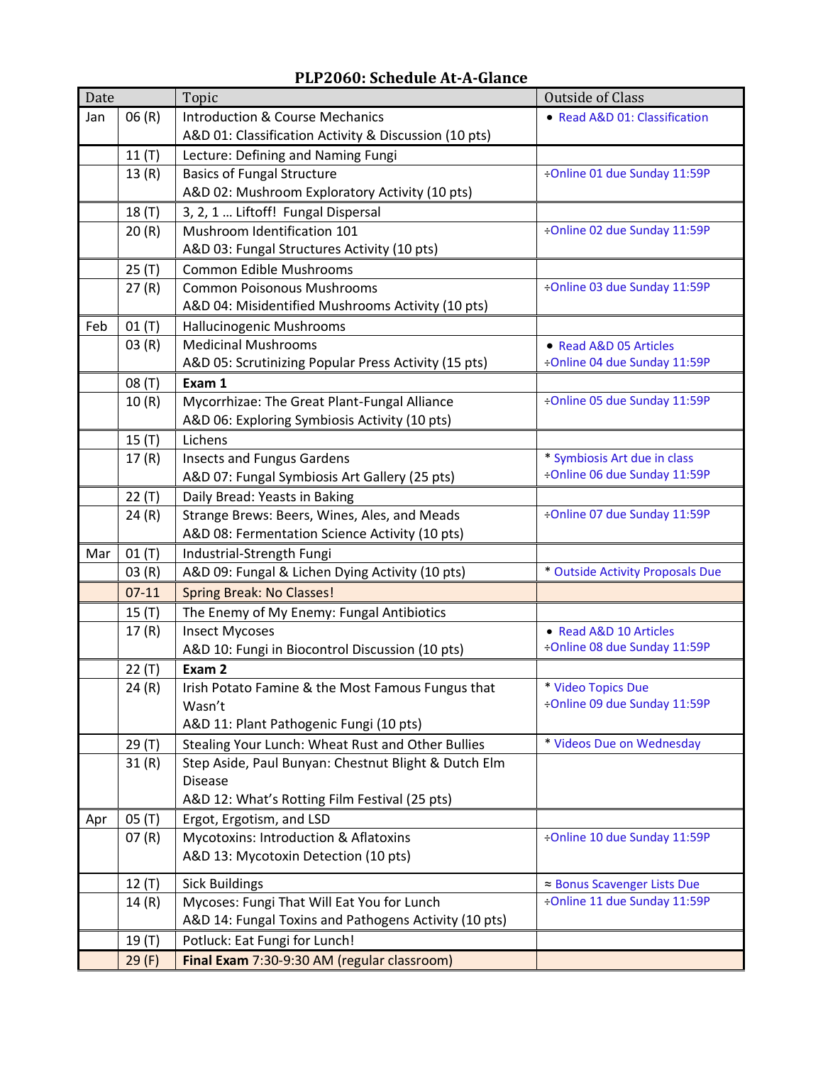# PLP2060: Schedule At-A-Glance

| Date | | Topic | Outside of Class |
|---|---|---|---|
| Jan | 06 (R) | Introduction & Course Mechanics<br>A&D 01: Classification Activity & Discussion (10 pts) | • Read A&D 01: Classification |
| | 11 (T) | Lecture: Defining and Naming Fungi | |
| | 13 (R) | Basics of Fungal Structure<br>A&D 02: Mushroom Exploratory Activity (10 pts) | ÷Online 01 due Sunday 11:59P |
| | 18 (T) | 3, 2, 1 … Liftoff! Fungal Dispersal | |
| | 20 (R) | Mushroom Identification 101<br>A&D 03: Fungal Structures Activity (10 pts) | ÷Online 02 due Sunday 11:59P |
| | 25 (T) | Common Edible Mushrooms | |
| | 27 (R) | Common Poisonous Mushrooms<br>A&D 04: Misidentified Mushrooms Activity (10 pts) | ÷Online 03 due Sunday 11:59P |
| Feb | 01 (T) | Hallucinogenic Mushrooms | |
| | 03 (R) | Medicinal Mushrooms<br>A&D 05: Scrutinizing Popular Press Activity (15 pts) | • Read A&D 05 Articles<br>÷Online 04 due Sunday 11:59P |
| | 08 (T) | **Exam 1** | |
| | 10 (R) | Mycorrhizae: The Great Plant-Fungal Alliance<br>A&D 06: Exploring Symbiosis Activity (10 pts) | ÷Online 05 due Sunday 11:59P |
| | 15 (T) | Lichens | |
| | 17 (R) | Insects and Fungus Gardens<br>A&D 07: Fungal Symbiosis Art Gallery (25 pts) | * Symbiosis Art due in class<br>÷Online 06 due Sunday 11:59P |
| | 22 (T) | Daily Bread: Yeasts in Baking | |
| | 24 (R) | Strange Brews: Beers, Wines, Ales, and Meads<br>A&D 08: Fermentation Science Activity (10 pts) | ÷Online 07 due Sunday 11:59P |
| Mar | 01 (T) | Industrial-Strength Fungi | |
| | 03 (R) | A&D 09: Fungal & Lichen Dying Activity (10 pts) | * Outside Activity Proposals Due |
| | 07-11 | Spring Break: No Classes! | |
| | 15 (T) | The Enemy of My Enemy: Fungal Antibiotics | |
| | 17 (R) | Insect Mycoses<br>A&D 10: Fungi in Biocontrol Discussion (10 pts) | • Read A&D 10 Articles<br>÷Online 08 due Sunday 11:59P |
| | 22 (T) | **Exam 2** | |
| | 24 (R) | Irish Potato Famine & the Most Famous Fungus that Wasn't<br>A&D 11: Plant Pathogenic Fungi (10 pts) | * Video Topics Due<br>÷Online 09 due Sunday 11:59P |
| | 29 (T) | Stealing Your Lunch: Wheat Rust and Other Bullies | * Videos Due on Wednesday |
| | 31 (R) | Step Aside, Paul Bunyan: Chestnut Blight & Dutch Elm Disease<br>A&D 12: What's Rotting Film Festival (25 pts) | |
| Apr | 05 (T) | Ergot, Ergotism, and LSD | |
| | 07 (R) | Mycotoxins: Introduction & Aflatoxins<br>A&D 13: Mycotoxin Detection (10 pts) | ÷Online 10 due Sunday 11:59P |
| | 12 (T) | Sick Buildings | ≈ Bonus Scavenger Lists Due |
| | 14 (R) | Mycoses: Fungi That Will Eat You for Lunch<br>A&D 14: Fungal Toxins and Pathogens Activity (10 pts) | ÷Online 11 due Sunday 11:59P |
| | 19 (T) | Potluck: Eat Fungi for Lunch! | |
| | 29 (F) | **Final Exam** 7:30-9:30 AM (regular classroom) | |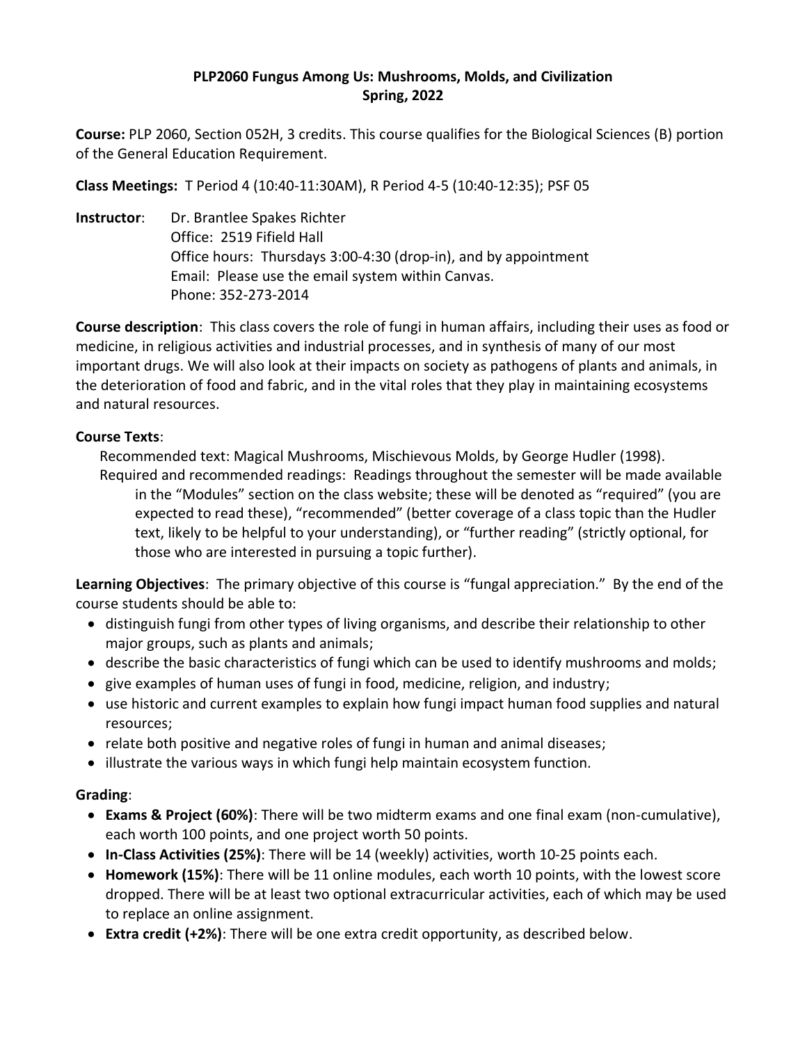**PLP2060 Fungus Among Us: Mushrooms, Molds, and Civilization**
**Spring, 2022**

**Course:** PLP 2060, Section 052H, 3 credits. This course qualifies for the Biological Sciences (B) portion of the General Education Requirement.

**Class Meetings:** T Period 4 (10:40-11:30AM), R Period 4-5 (10:40-12:35); PSF 05

**Instructor**: Dr. Brantlee Spakes Richter
Office: 2519 Fifield Hall
Office hours: Thursdays 3:00-4:30 (drop-in), and by appointment
Email: Please use the email system within Canvas.
Phone: 352-273-2014

**Course description**: This class covers the role of fungi in human affairs, including their uses as food or medicine, in religious activities and industrial processes, and in synthesis of many of our most important drugs. We will also look at their impacts on society as pathogens of plants and animals, in the deterioration of food and fabric, and in the vital roles that they play in maintaining ecosystems and natural resources.

**Course Texts**:

Recommended text: Magical Mushrooms, Mischievous Molds, by George Hudler (1998).

Required and recommended readings: Readings throughout the semester will be made available in the "Modules" section on the class website; these will be denoted as "required" (you are expected to read these), "recommended" (better coverage of a class topic than the Hudler text, likely to be helpful to your understanding), or "further reading" (strictly optional, for those who are interested in pursuing a topic further).

**Learning Objectives**: The primary objective of this course is "fungal appreciation." By the end of the course students should be able to:

- distinguish fungi from other types of living organisms, and describe their relationship to other major groups, such as plants and animals;
- describe the basic characteristics of fungi which can be used to identify mushrooms and molds;
- give examples of human uses of fungi in food, medicine, religion, and industry;
- use historic and current examples to explain how fungi impact human food supplies and natural resources;
- relate both positive and negative roles of fungi in human and animal diseases;
- illustrate the various ways in which fungi help maintain ecosystem function.

**Grading**:

- **Exams & Project (60%)**: There will be two midterm exams and one final exam (non-cumulative), each worth 100 points, and one project worth 50 points.
- **In-Class Activities (25%)**: There will be 14 (weekly) activities, worth 10-25 points each.
- **Homework (15%)**: There will be 11 online modules, each worth 10 points, with the lowest score dropped. There will be at least two optional extracurricular activities, each of which may be used to replace an online assignment.
- **Extra credit (+2%)**: There will be one extra credit opportunity, as described below.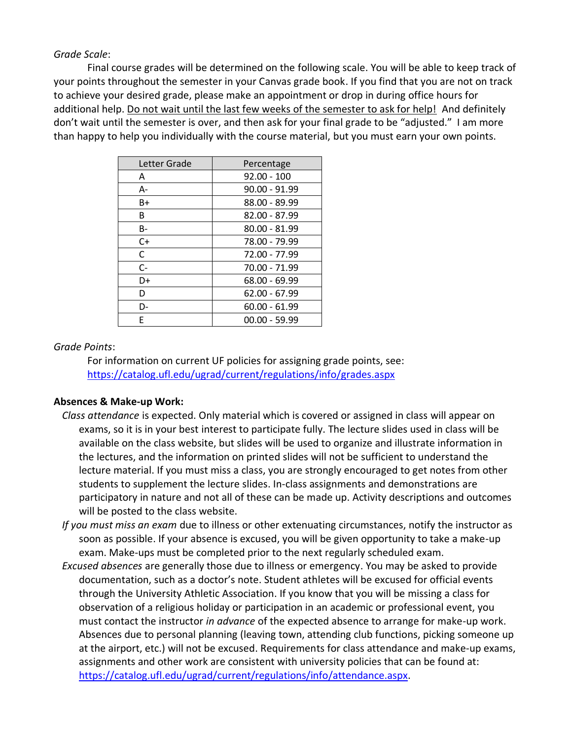*Grade Scale*:

Final course grades will be determined on the following scale. You will be able to keep track of your points throughout the semester in your Canvas grade book. If you find that you are not on track to achieve your desired grade, please make an appointment or drop in during office hours for additional help. <u>Do not wait until the last few weeks of the semester to ask for help!</u> And definitely don't wait until the semester is over, and then ask for your final grade to be "adjusted." I am more than happy to help you individually with the course material, but you must earn your own points.

| Letter Grade | Percentage |
|---|---|
| A | 92.00 - 100 |
| A- | 90.00 - 91.99 |
| B+ | 88.00 - 89.99 |
| B | 82.00 - 87.99 |
| B- | 80.00 - 81.99 |
| C+ | 78.00 - 79.99 |
| C | 72.00 - 77.99 |
| C- | 70.00 - 71.99 |
| D+ | 68.00 - 69.99 |
| D | 62.00 - 67.99 |
| D- | 60.00 - 61.99 |
| E | 00.00 - 59.99 |

*Grade Points*:

For information on current UF policies for assigning grade points, see: https://catalog.ufl.edu/ugrad/current/regulations/info/grades.aspx

**Absences & Make-up Work:**

*Class attendance* is expected. Only material which is covered or assigned in class will appear on exams, so it is in your best interest to participate fully. The lecture slides used in class will be available on the class website, but slides will be used to organize and illustrate information in the lectures, and the information on printed slides will not be sufficient to understand the lecture material. If you must miss a class, you are strongly encouraged to get notes from other students to supplement the lecture slides. In-class assignments and demonstrations are participatory in nature and not all of these can be made up. Activity descriptions and outcomes will be posted to the class website.

*If you must miss an exam* due to illness or other extenuating circumstances, notify the instructor as soon as possible. If your absence is excused, you will be given opportunity to take a make-up exam. Make-ups must be completed prior to the next regularly scheduled exam.

*Excused absences* are generally those due to illness or emergency. You may be asked to provide documentation, such as a doctor's note. Student athletes will be excused for official events through the University Athletic Association. If you know that you will be missing a class for observation of a religious holiday or participation in an academic or professional event, you must contact the instructor *in advance* of the expected absence to arrange for make-up work. Absences due to personal planning (leaving town, attending club functions, picking someone up at the airport, etc.) will not be excused. Requirements for class attendance and make-up exams, assignments and other work are consistent with university policies that can be found at: https://catalog.ufl.edu/ugrad/current/regulations/info/attendance.aspx.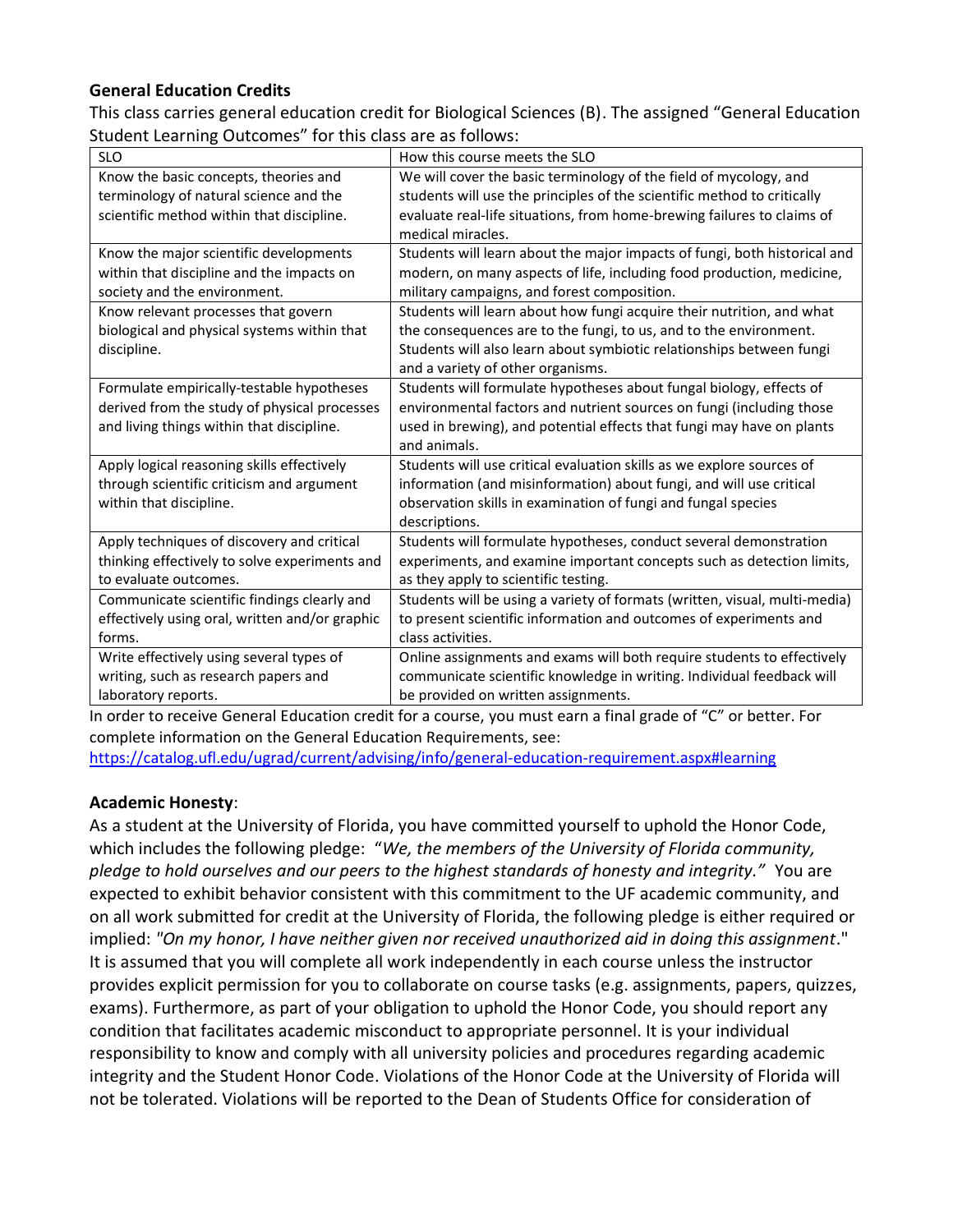**General Education Credits**

This class carries general education credit for Biological Sciences (B). The assigned "General Education Student Learning Outcomes" for this class are as follows:

| SLO | How this course meets the SLO |
|---|---|
| Know the basic concepts, theories and terminology of natural science and the scientific method within that discipline. | We will cover the basic terminology of the field of mycology, and students will use the principles of the scientific method to critically evaluate real-life situations, from home-brewing failures to claims of medical miracles. |
| Know the major scientific developments within that discipline and the impacts on society and the environment. | Students will learn about the major impacts of fungi, both historical and modern, on many aspects of life, including food production, medicine, military campaigns, and forest composition. |
| Know relevant processes that govern biological and physical systems within that discipline. | Students will learn about how fungi acquire their nutrition, and what the consequences are to the fungi, to us, and to the environment. Students will also learn about symbiotic relationships between fungi and a variety of other organisms. |
| Formulate empirically-testable hypotheses derived from the study of physical processes and living things within that discipline. | Students will formulate hypotheses about fungal biology, effects of environmental factors and nutrient sources on fungi (including those used in brewing), and potential effects that fungi may have on plants and animals. |
| Apply logical reasoning skills effectively through scientific criticism and argument within that discipline. | Students will use critical evaluation skills as we explore sources of information (and misinformation) about fungi, and will use critical observation skills in examination of fungi and fungal species descriptions. |
| Apply techniques of discovery and critical thinking effectively to solve experiments and to evaluate outcomes. | Students will formulate hypotheses, conduct several demonstration experiments, and examine important concepts such as detection limits, as they apply to scientific testing. |
| Communicate scientific findings clearly and effectively using oral, written and/or graphic forms. | Students will be using a variety of formats (written, visual, multi-media) to present scientific information and outcomes of experiments and class activities. |
| Write effectively using several types of writing, such as research papers and laboratory reports. | Online assignments and exams will both require students to effectively communicate scientific knowledge in writing. Individual feedback will be provided on written assignments. |

In order to receive General Education credit for a course, you must earn a final grade of "C" or better. For complete information on the General Education Requirements, see: https://catalog.ufl.edu/ugrad/current/advising/info/general-education-requirement.aspx#learning

**Academic Honesty**:

As a student at the University of Florida, you have committed yourself to uphold the Honor Code, which includes the following pledge: "*We, the members of the University of Florida community, pledge to hold ourselves and our peers to the highest standards of honesty and integrity.*" You are expected to exhibit behavior consistent with this commitment to the UF academic community, and on all work submitted for credit at the University of Florida, the following pledge is either required or implied: *"On my honor, I have neither given nor received unauthorized aid in doing this assignment*." It is assumed that you will complete all work independently in each course unless the instructor provides explicit permission for you to collaborate on course tasks (e.g. assignments, papers, quizzes, exams). Furthermore, as part of your obligation to uphold the Honor Code, you should report any condition that facilitates academic misconduct to appropriate personnel. It is your individual responsibility to know and comply with all university policies and procedures regarding academic integrity and the Student Honor Code. Violations of the Honor Code at the University of Florida will not be tolerated. Violations will be reported to the Dean of Students Office for consideration of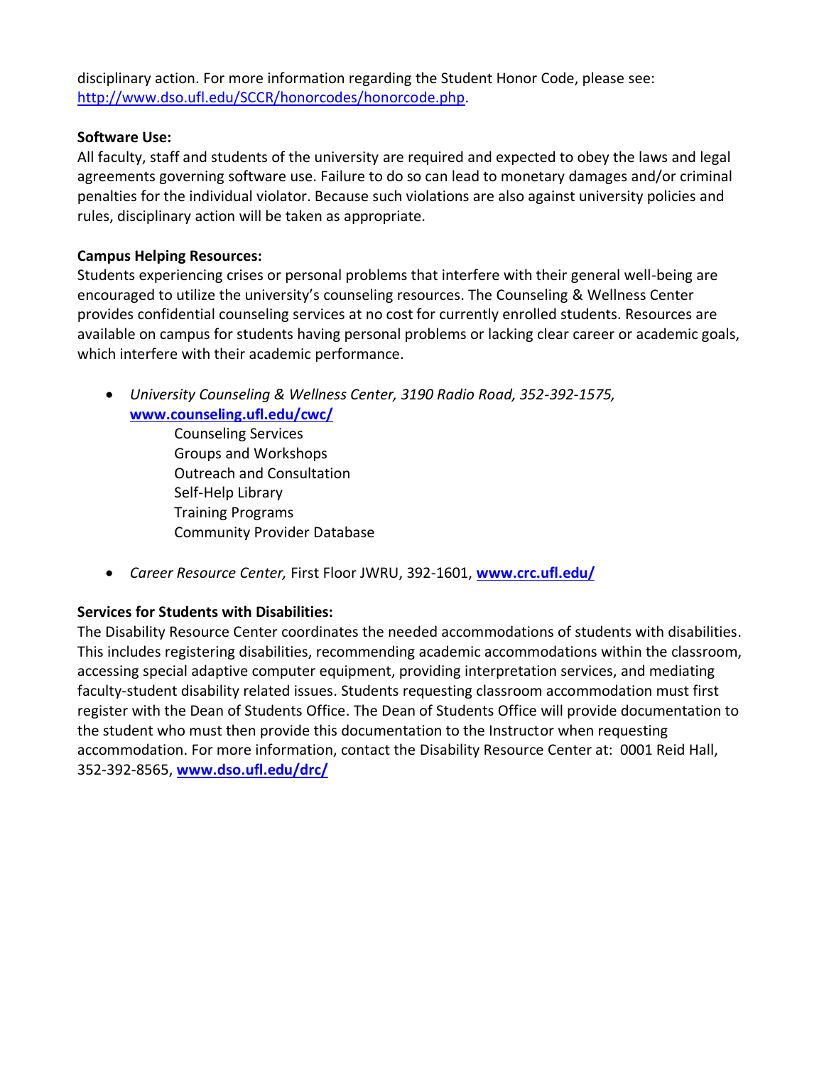disciplinary action. For more information regarding the Student Honor Code, please see: http://www.dso.ufl.edu/SCCR/honorcodes/honorcode.php.

**Software Use:**
All faculty, staff and students of the university are required and expected to obey the laws and legal agreements governing software use. Failure to do so can lead to monetary damages and/or criminal penalties for the individual violator. Because such violations are also against university policies and rules, disciplinary action will be taken as appropriate.

**Campus Helping Resources:**
Students experiencing crises or personal problems that interfere with their general well-being are encouraged to utilize the university's counseling resources. The Counseling & Wellness Center provides confidential counseling services at no cost for currently enrolled students. Resources are available on campus for students having personal problems or lacking clear career or academic goals, which interfere with their academic performance.

- *University Counseling & Wellness Center, 3190 Radio Road, 352-392-1575,* **www.counseling.ufl.edu/cwc/**
  - Counseling Services
  - Groups and Workshops
  - Outreach and Consultation
  - Self-Help Library
  - Training Programs
  - Community Provider Database
- *Career Resource Center,* First Floor JWRU, 392-1601, **www.crc.ufl.edu/**

**Services for Students with Disabilities:**
The Disability Resource Center coordinates the needed accommodations of students with disabilities. This includes registering disabilities, recommending academic accommodations within the classroom, accessing special adaptive computer equipment, providing interpretation services, and mediating faculty-student disability related issues. Students requesting classroom accommodation must first register with the Dean of Students Office. The Dean of Students Office will provide documentation to the student who must then provide this documentation to the Instructor when requesting accommodation. For more information, contact the Disability Resource Center at: 0001 Reid Hall, 352-392-8565, **www.dso.ufl.edu/drc/**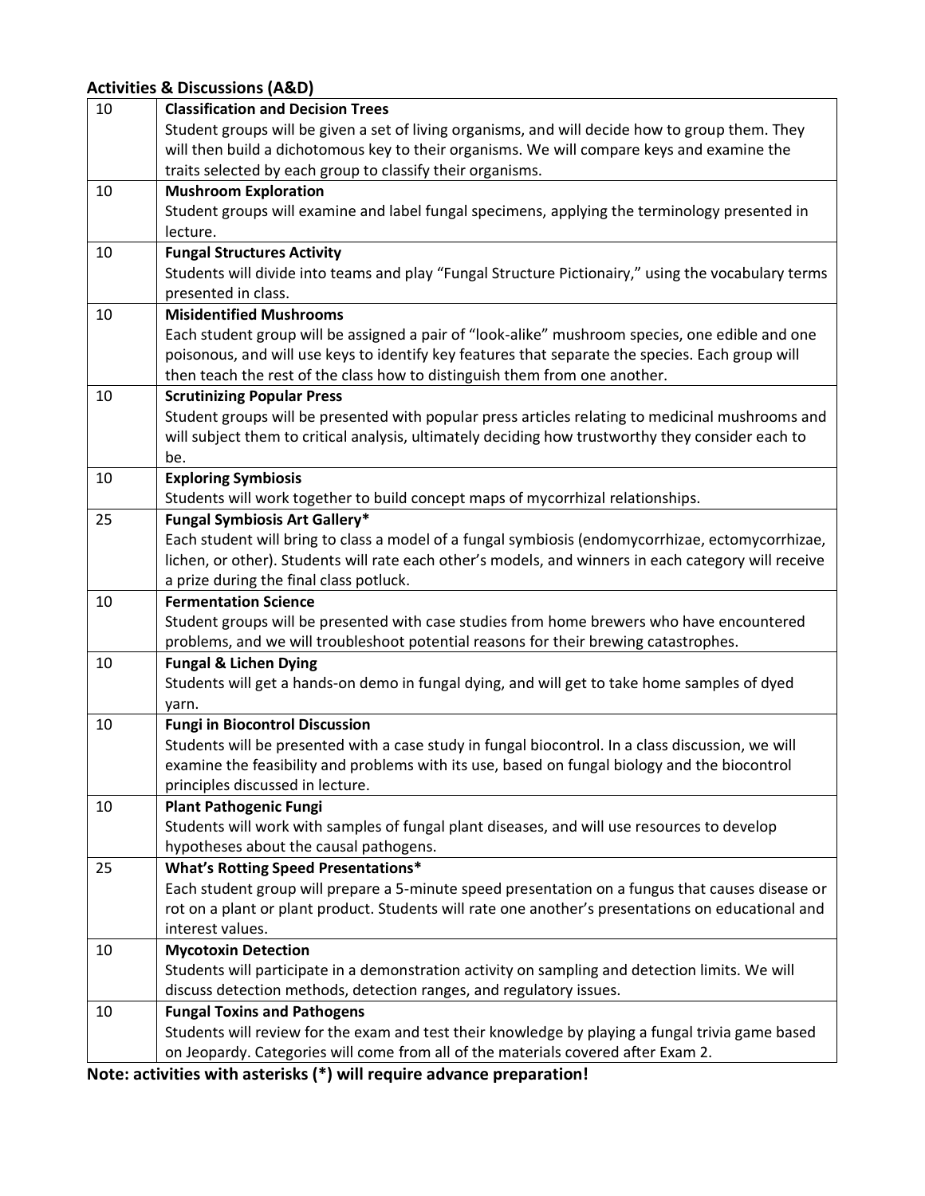**Activities & Discussions (A&D)**

| | |
|---|---|
| 10 | **Classification and Decision Trees**<br>Student groups will be given a set of living organisms, and will decide how to group them. They will then build a dichotomous key to their organisms. We will compare keys and examine the traits selected by each group to classify their organisms. |
| 10 | **Mushroom Exploration**<br>Student groups will examine and label fungal specimens, applying the terminology presented in lecture. |
| 10 | **Fungal Structures Activity**<br>Students will divide into teams and play "Fungal Structure Pictionairy," using the vocabulary terms presented in class. |
| 10 | **Misidentified Mushrooms**<br>Each student group will be assigned a pair of "look-alike" mushroom species, one edible and one poisonous, and will use keys to identify key features that separate the species. Each group will then teach the rest of the class how to distinguish them from one another. |
| 10 | **Scrutinizing Popular Press**<br>Student groups will be presented with popular press articles relating to medicinal mushrooms and will subject them to critical analysis, ultimately deciding how trustworthy they consider each to be. |
| 10 | **Exploring Symbiosis**<br>Students will work together to build concept maps of mycorrhizal relationships. |
| 25 | **Fungal Symbiosis Art Gallery***<br>Each student will bring to class a model of a fungal symbiosis (endomycorrhizae, ectomycorrhizae, lichen, or other). Students will rate each other's models, and winners in each category will receive a prize during the final class potluck. |
| 10 | **Fermentation Science**<br>Student groups will be presented with case studies from home brewers who have encountered problems, and we will troubleshoot potential reasons for their brewing catastrophes. |
| 10 | **Fungal & Lichen Dying**<br>Students will get a hands-on demo in fungal dying, and will get to take home samples of dyed yarn. |
| 10 | **Fungi in Biocontrol Discussion**<br>Students will be presented with a case study in fungal biocontrol. In a class discussion, we will examine the feasibility and problems with its use, based on fungal biology and the biocontrol principles discussed in lecture. |
| 10 | **Plant Pathogenic Fungi**<br>Students will work with samples of fungal plant diseases, and will use resources to develop hypotheses about the causal pathogens. |
| 25 | **What's Rotting Speed Presentations***<br>Each student group will prepare a 5-minute speed presentation on a fungus that causes disease or rot on a plant or plant product. Students will rate one another's presentations on educational and interest values. |
| 10 | **Mycotoxin Detection**<br>Students will participate in a demonstration activity on sampling and detection limits. We will discuss detection methods, detection ranges, and regulatory issues. |
| 10 | **Fungal Toxins and Pathogens**<br>Students will review for the exam and test their knowledge by playing a fungal trivia game based on Jeopardy. Categories will come from all of the materials covered after Exam 2. |

**Note: activities with asterisks (*) will require advance preparation!**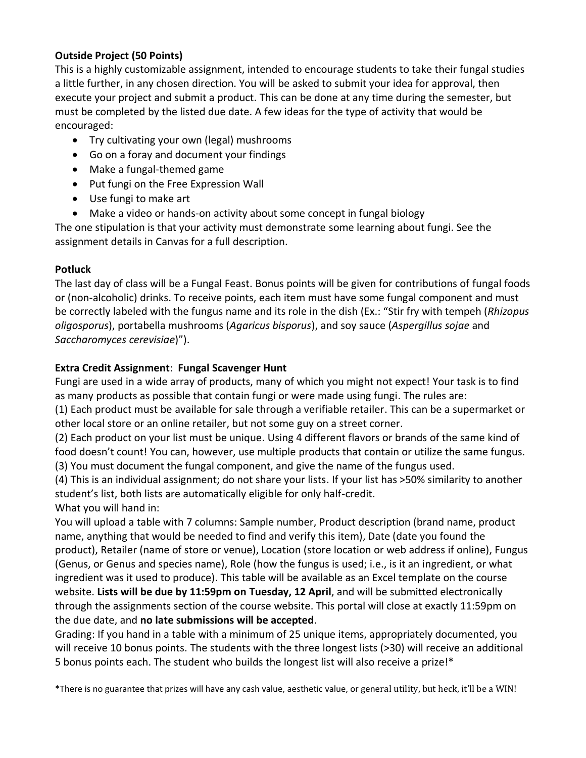**Outside Project (50 Points)**

This is a highly customizable assignment, intended to encourage students to take their fungal studies a little further, in any chosen direction. You will be asked to submit your idea for approval, then execute your project and submit a product. This can be done at any time during the semester, but must be completed by the listed due date. A few ideas for the type of activity that would be encouraged:

- Try cultivating your own (legal) mushrooms
- Go on a foray and document your findings
- Make a fungal-themed game
- Put fungi on the Free Expression Wall
- Use fungi to make art
- Make a video or hands-on activity about some concept in fungal biology

The one stipulation is that your activity must demonstrate some learning about fungi. See the assignment details in Canvas for a full description.

**Potluck**

The last day of class will be a Fungal Feast. Bonus points will be given for contributions of fungal foods or (non-alcoholic) drinks. To receive points, each item must have some fungal component and must be correctly labeled with the fungus name and its role in the dish (Ex.: "Stir fry with tempeh (*Rhizopus oligosporus*), portabella mushrooms (*Agaricus bisporus*), and soy sauce (*Aspergillus sojae* and *Saccharomyces cerevisiae*)").

**Extra Credit Assignment**: **Fungal Scavenger Hunt**

Fungi are used in a wide array of products, many of which you might not expect! Your task is to find as many products as possible that contain fungi or were made using fungi. The rules are:

(1) Each product must be available for sale through a verifiable retailer. This can be a supermarket or other local store or an online retailer, but not some guy on a street corner.

(2) Each product on your list must be unique. Using 4 different flavors or brands of the same kind of food doesn't count! You can, however, use multiple products that contain or utilize the same fungus.

(3) You must document the fungal component, and give the name of the fungus used.

(4) This is an individual assignment; do not share your lists. If your list has >50% similarity to another student's list, both lists are automatically eligible for only half-credit.

What you will hand in:

You will upload a table with 7 columns: Sample number, Product description (brand name, product name, anything that would be needed to find and verify this item), Date (date you found the product), Retailer (name of store or venue), Location (store location or web address if online), Fungus (Genus, or Genus and species name), Role (how the fungus is used; i.e., is it an ingredient, or what ingredient was it used to produce). This table will be available as an Excel template on the course website. **Lists will be due by 11:59pm on Tuesday, 12 April**, and will be submitted electronically through the assignments section of the course website. This portal will close at exactly 11:59pm on the due date, and **no late submissions will be accepted**.

Grading: If you hand in a table with a minimum of 25 unique items, appropriately documented, you will receive 10 bonus points. The students with the three longest lists (>30) will receive an additional 5 bonus points each. The student who builds the longest list will also receive a prize!*

*There is no guarantee that prizes will have any cash value, aesthetic value, or general utility, but heck, it'll be a WIN!